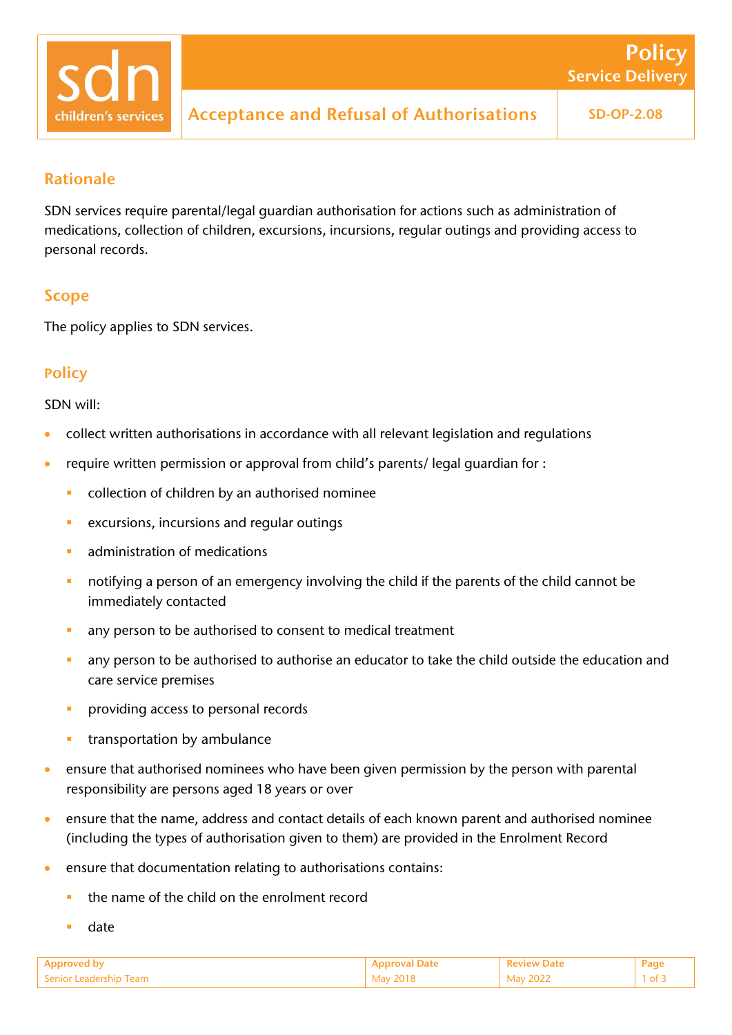# Acceptance and Refusal of Authorisations

**Policy – Service Delivery**

**SD-OP-2.08**

## Rationale

SDN services require parental/legal guardian authorisation for actions such as administration of medications, collection of children, excursions, incursions, regular outings and providing access to personal records.

## Scope

The policy applies to SDN services.

## Policy

SDN will:

- collect written authorisations in accordance with all relevant legislation and regulations
- require written permission or approval from child's parents/ legal guardian for :
  - collection of children by an authorised nominee
  - excursions, incursions and regular outings
  - administration of medications
  - notifying a person of an emergency involving the child if the parents of the child cannot be immediately contacted
  - any person to be authorised to consent to medical treatment
  - any person to be authorised to authorise an educator to take the child outside the education and care service premises
  - providing access to personal records
  - transportation by ambulance
- ensure that authorised nominees who have been given permission by the person with parental responsibility are persons aged 18 years or over
- ensure that the name, address and contact details of each known parent and authorised nominee (including the types of authorisation given to them) are provided in the Enrolment Record
- ensure that documentation relating to authorisations contains:
  - the name of the child on the enrolment record
  - date

| Approved by | Approval Date | Review Date |
|---|---|---|
| Senior Leadership Team | May 2018 | May 2022 |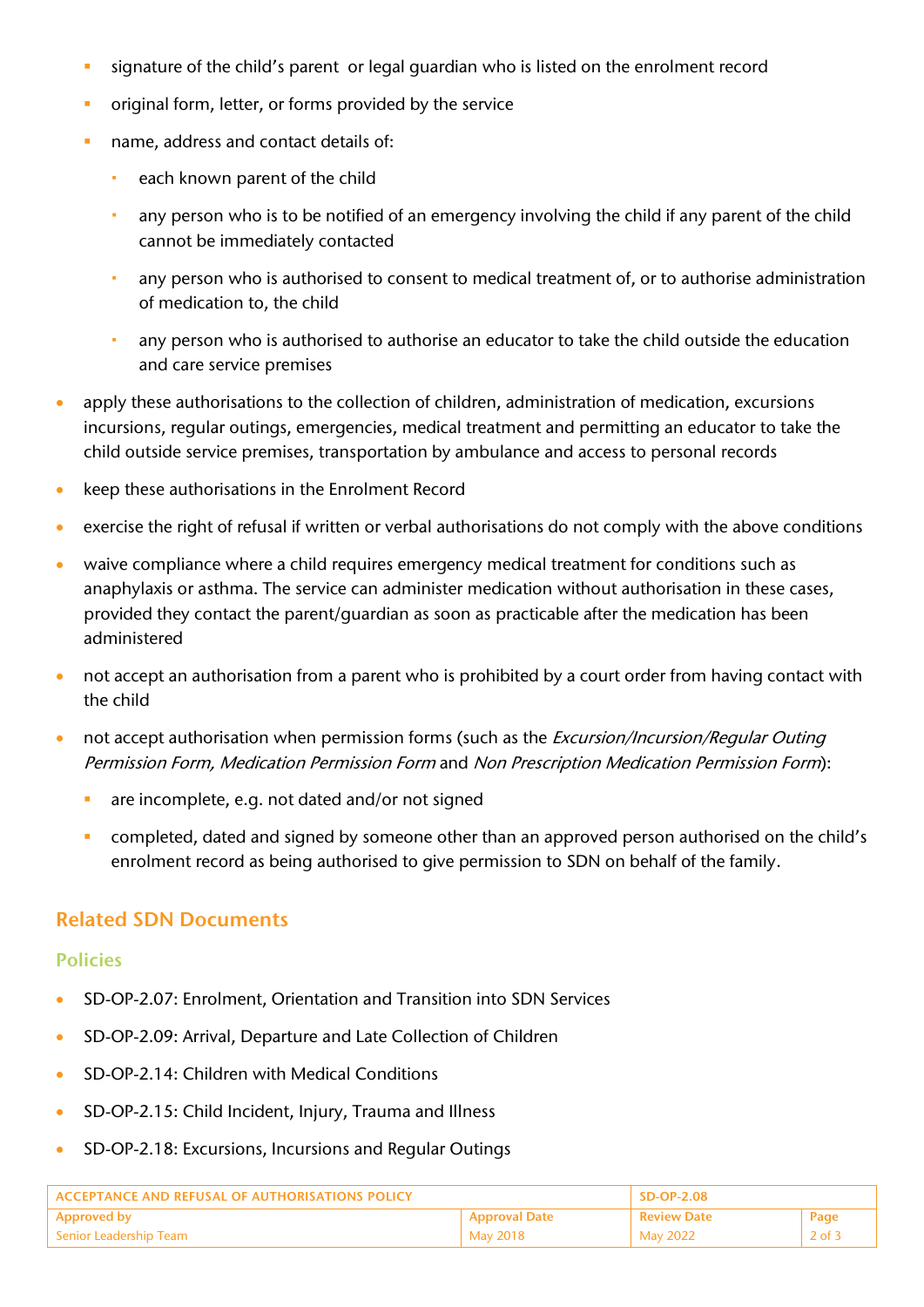- signature of the child's parent  or legal guardian who is listed on the enrolment record
    - original form, letter, or forms provided by the service
    - name, address and contact details of:
        - each known parent of the child
        - any person who is to be notified of an emergency involving the child if any parent of the child cannot be immediately contacted
        - any person who is authorised to consent to medical treatment of, or to authorise administration of medication to, the child
        - any person who is authorised to authorise an educator to take the child outside the education and care service premises
- apply these authorisations to the collection of children, administration of medication, excursions incursions, regular outings, emergencies, medical treatment and permitting an educator to take the child outside service premises, transportation by ambulance and access to personal records
- keep these authorisations in the Enrolment Record
- exercise the right of refusal if written or verbal authorisations do not comply with the above conditions
- waive compliance where a child requires emergency medical treatment for conditions such as anaphylaxis or asthma. The service can administer medication without authorisation in these cases, provided they contact the parent/guardian as soon as practicable after the medication has been administered
- not accept an authorisation from a parent who is prohibited by a court order from having contact with the child
- not accept authorisation when permission forms (such as the *Excursion/Incursion/Regular Outing Permission Form, Medication Permission Form* and *Non Prescription Medication Permission Form*):
    - are incomplete, e.g. not dated and/or not signed
    - completed, dated and signed by someone other than an approved person authorised on the child's enrolment record as being authorised to give permission to SDN on behalf of the family.

## Related SDN Documents

### Policies

- SD-OP-2.07: Enrolment, Orientation and Transition into SDN Services
- SD-OP-2.09: Arrival, Departure and Late Collection of Children
- SD-OP-2.14: Children with Medical Conditions
- SD-OP-2.15: Child Incident, Injury, Trauma and Illness
- SD-OP-2.18: Excursions, Incursions and Regular Outings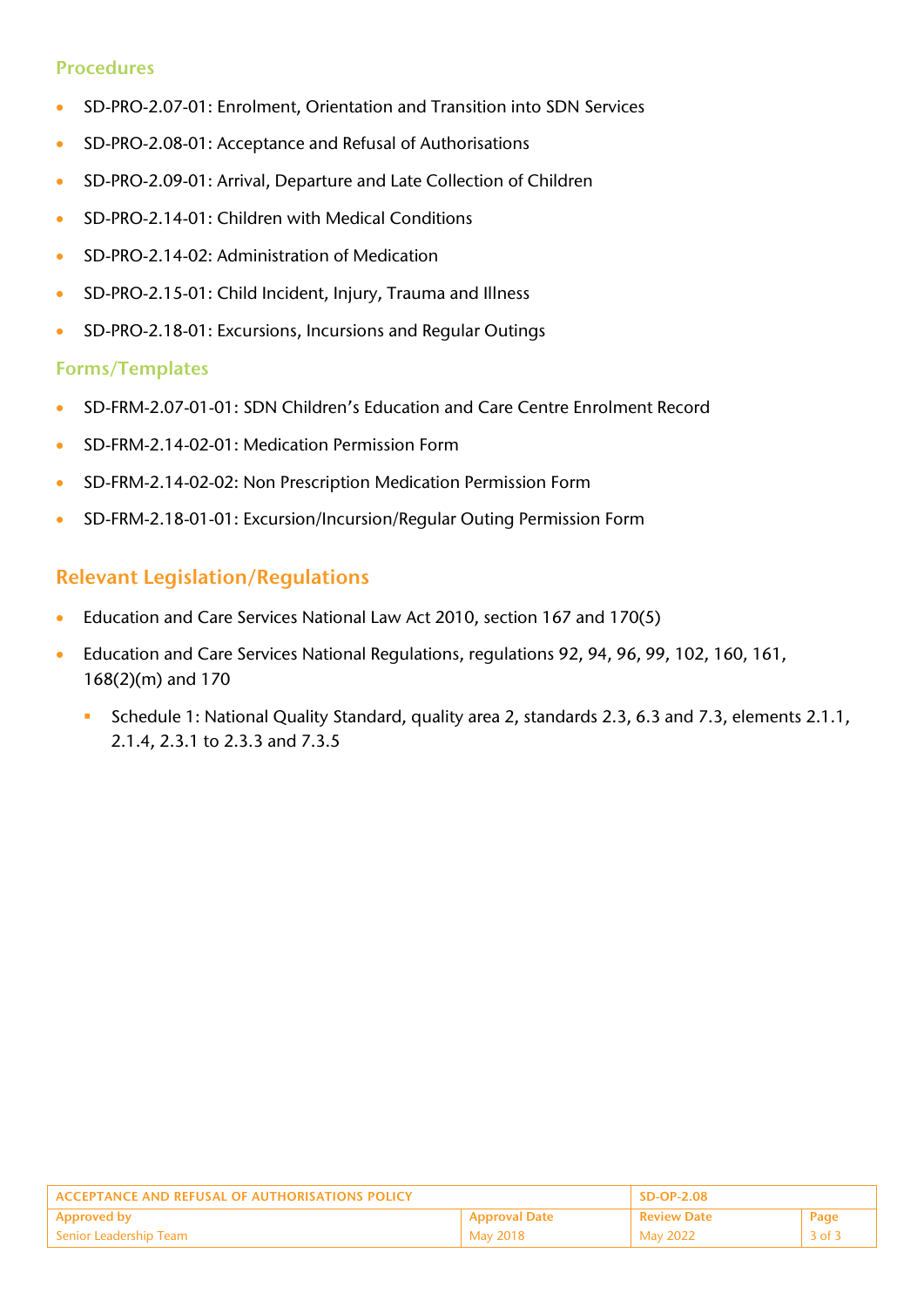### Procedures

- SD-PRO-2.07-01: Enrolment, Orientation and Transition into SDN Services
- SD-PRO-2.08-01: Acceptance and Refusal of Authorisations
- SD-PRO-2.09-01: Arrival, Departure and Late Collection of Children
- SD-PRO-2.14-01: Children with Medical Conditions
- SD-PRO-2.14-02: Administration of Medication
- SD-PRO-2.15-01: Child Incident, Injury, Trauma and Illness
- SD-PRO-2.18-01: Excursions, Incursions and Regular Outings

### Forms/Templates

- SD-FRM-2.07-01-01: SDN Children's Education and Care Centre Enrolment Record
- SD-FRM-2.14-02-01: Medication Permission Form
- SD-FRM-2.14-02-02: Non Prescription Medication Permission Form
- SD-FRM-2.18-01-01: Excursion/Incursion/Regular Outing Permission Form

## Relevant Legislation/Regulations

- Education and Care Services National Law Act 2010, section 167 and 170(5)
- Education and Care Services National Regulations, regulations 92, 94, 96, 99, 102, 160, 161, 168(2)(m) and 170
  - Schedule 1: National Quality Standard, quality area 2, standards 2.3, 6.3 and 7.3, elements 2.1.1, 2.1.4, 2.3.1 to 2.3.3 and 7.3.5